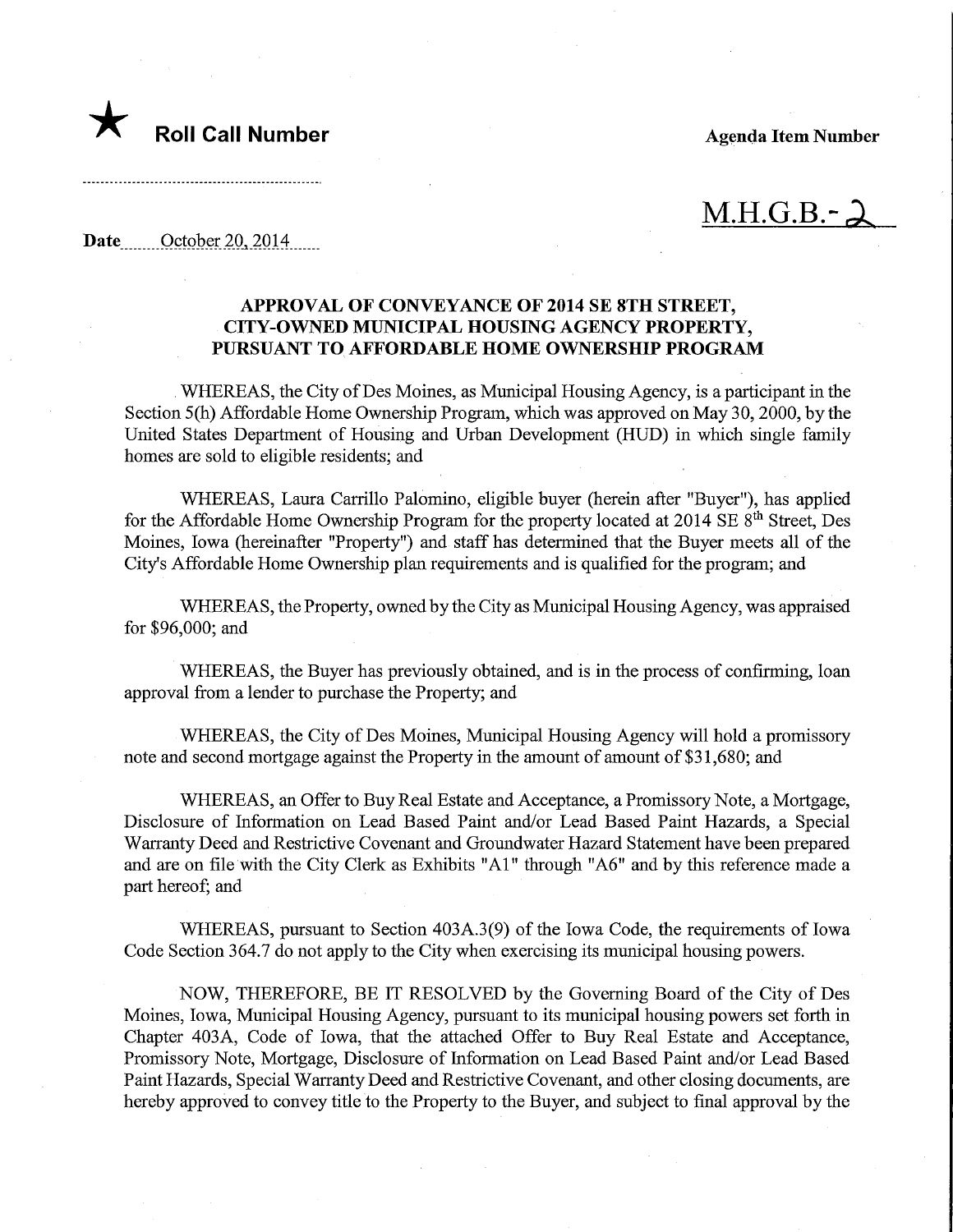★ **Roll Call Number**

**Agenda Item Number**

M.H.G.B.- 2

Date October 20, 2014

**APPROVAL OF CONVEYANCE OF 2014 SE 8TH STREET, CITY-OWNED MUNICIPAL HOUSING AGENCY PROPERTY, PURSUANT TO AFFORDABLE HOME OWNERSHIP PROGRAM**

WHEREAS, the City of Des Moines, as Municipal Housing Agency, is a participant in the Section 5(h) Affordable Home Ownership Program, which was approved on May 30, 2000, by the United States Department of Housing and Urban Development (HUD) in which single family homes are sold to eligible residents; and

WHEREAS, Laura Carrillo Palomino, eligible buyer (herein after "Buyer"), has applied for the Affordable Home Ownership Program for the property located at 2014 SE 8th Street, Des Moines, Iowa (hereinafter "Property") and staff has determined that the Buyer meets all of the City's Affordable Home Ownership plan requirements and is qualified for the program; and

WHEREAS, the Property, owned by the City as Municipal Housing Agency, was appraised for $96,000; and

WHEREAS, the Buyer has previously obtained, and is in the process of confirming, loan approval from a lender to purchase the Property; and

WHEREAS, the City of Des Moines, Municipal Housing Agency will hold a promissory note and second mortgage against the Property in the amount of amount of $31,680; and

WHEREAS, an Offer to Buy Real Estate and Acceptance, a Promissory Note, a Mortgage, Disclosure of Information on Lead Based Paint and/or Lead Based Paint Hazards, a Special Warranty Deed and Restrictive Covenant and Groundwater Hazard Statement have been prepared and are on file with the City Clerk as Exhibits "A1" through "A6" and by this reference made a part hereof; and

WHEREAS, pursuant to Section 403A.3(9) of the Iowa Code, the requirements of Iowa Code Section 364.7 do not apply to the City when exercising its municipal housing powers.

NOW, THEREFORE, BE IT RESOLVED by the Governing Board of the City of Des Moines, Iowa, Municipal Housing Agency, pursuant to its municipal housing powers set forth in Chapter 403A, Code of Iowa, that the attached Offer to Buy Real Estate and Acceptance, Promissory Note, Mortgage, Disclosure of Information on Lead Based Paint and/or Lead Based Paint Hazards, Special Warranty Deed and Restrictive Covenant, and other closing documents, are hereby approved to convey title to the Property to the Buyer, and subject to final approval by the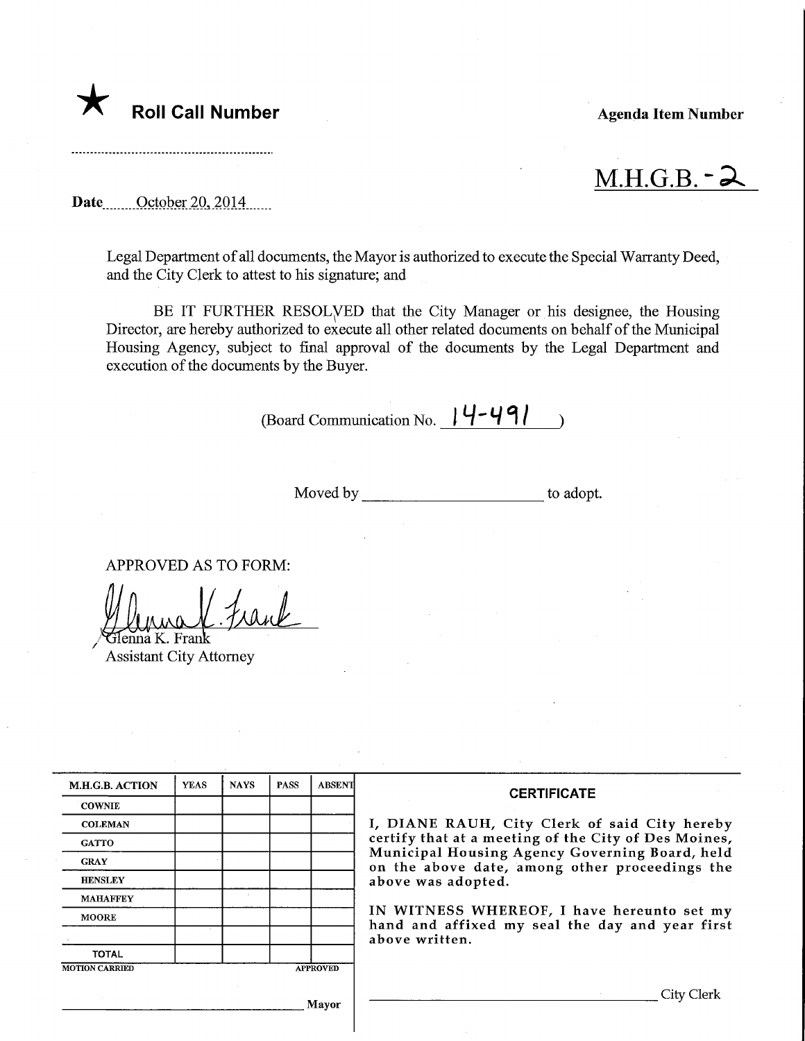**★ Roll Call Number**

**Agenda Item Number**

M.H.G.B. - 2

Date October 20, 2014

Legal Department of all documents, the Mayor is authorized to execute the Special Warranty Deed, and the City Clerk to attest to his signature; and

BE IT FURTHER RESOLVED that the City Manager or his designee, the Housing Director, are hereby authorized to execute all other related documents on behalf of the Municipal Housing Agency, subject to final approval of the documents by the Legal Department and execution of the documents by the Buyer.

(Board Communication No. 14-491)

Moved by \_\_\_\_\_\_\_\_\_\_\_\_\_\_\_\_\_\_\_\_\_\_ to adopt.

APPROVED AS TO FORM:

Glenna K. Frank
Assistant City Attorney

| M.H.G.B. ACTION | YEAS | NAYS | PASS | ABSENT |
|---|---|---|---|---|
| COWNIE | | | | |
| COLEMAN | | | | |
| GATTO | | | | |
| GRAY | | | | |
| HENSLEY | | | | |
| MAHAFFEY | | | | |
| MOORE | | | | |
| | | | | |
| TOTAL | | | | |

MOTION CARRIED APPROVED

\_\_\_\_\_\_\_\_\_\_\_\_\_\_\_\_\_\_\_\_\_\_ Mayor

**CERTIFICATE**

I, DIANE RAUH, City Clerk of said City hereby certify that at a meeting of the City of Des Moines, Municipal Housing Agency Governing Board, held on the above date, among other proceedings the above was adopted.

IN WITNESS WHEREOF, I have hereunto set my hand and affixed my seal the day and year first above written.

\_\_\_\_\_\_\_\_\_\_\_\_\_\_\_\_\_\_\_\_\_\_ City Clerk